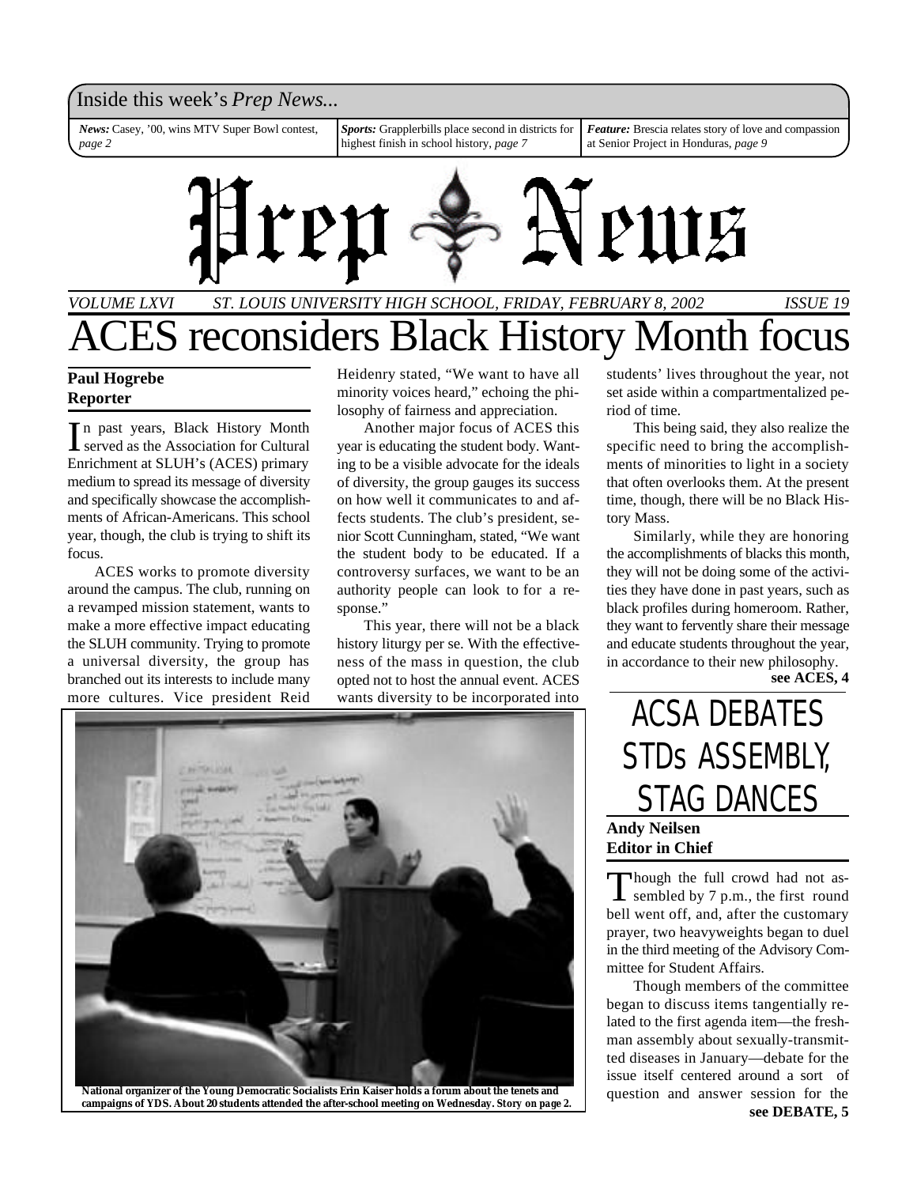Inside this week's *Prep News...*

***News:*** Casey, '00, wins MTV Super Bowl contest, *page 2*

***Sports:*** Grapplerbills place second in districts for highest finish in school history, *page 7*

***Feature:*** Brescia relates story of love and compassion at Senior Project in Honduras, *page 9*

# Prep News

*VOLUME LXVI — ST. LOUIS UNIVERSITY HIGH SCHOOL, FRIDAY, FEBRUARY 8, 2002 — ISSUE 19*

# ACES reconsiders Black History Month focus

**Paul Hogrebe**
**Reporter**

In past years, Black History Month served as the Association for Cultural Enrichment at SLUH's (ACES) primary medium to spread its message of diversity and specifically showcase the accomplishments of African-Americans. This school year, though, the club is trying to shift its focus.

ACES works to promote diversity around the campus. The club, running on a revamped mission statement, wants to make a more effective impact educating the SLUH community. Trying to promote a universal diversity, the group has branched out its interests to include many more cultures. Vice president Reid Heidenry stated, "We want to have all minority voices heard," echoing the philosophy of fairness and appreciation.

Another major focus of ACES this year is educating the student body. Wanting to be a visible advocate for the ideals of diversity, the group gauges its success on how well it communicates to and affects students. The club's president, senior Scott Cunningham, stated, "We want the student body to be educated. If a controversy surfaces, we want to be an authority people can look to for a response."

This year, there will not be a black history liturgy per se. With the effectiveness of the mass in question, the club opted not to host the annual event. ACES wants diversity to be incorporated into students' lives throughout the year, not set aside within a compartmentalized period of time.

This being said, they also realize the specific need to bring the accomplishments of minorities to light in a society that often overlooks them. At the present time, though, there will be no Black History Mass.

Similarly, while they are honoring the accomplishments of blacks this month, they will not be doing some of the activities they have done in past years, such as black profiles during homeroom. Rather, they want to fervently share their message and educate students throughout the year, in accordance to their new philosophy.

**see ACES, 4**

**National organizer of the Young Democratic Socialists Erin Kaiser holds a forum about the tenets and campaigns of YDS. About 20 students attended the after-school meeting on Wednesday. Story on page 2.**

# ACSA DEBATES STDs ASSEMBLY, STAG DANCES

**Andy Neilsen**
**Editor in Chief**

Though the full crowd had not assembled by 7 p.m., the first round bell went off, and, after the customary prayer, two heavyweights began to duel in the third meeting of the Advisory Committee for Student Affairs.

Though members of the committee began to discuss items tangentially related to the first agenda item—the freshman assembly about sexually-transmitted diseases in January—debate for the issue itself centered around a sort of question and answer session for the

**see DEBATE, 5**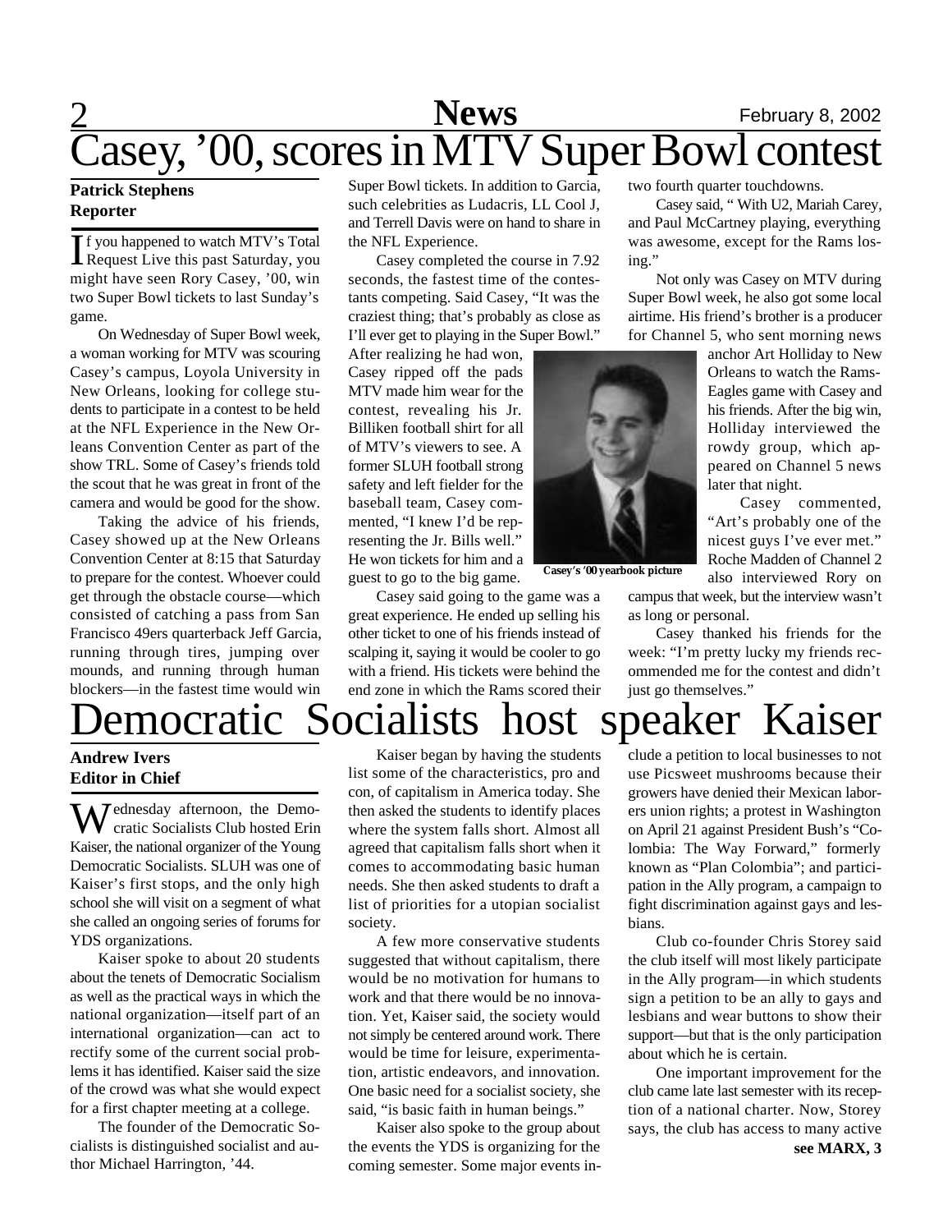# Casey, '00, scores in MTV Super Bowl contest

**Patrick Stephens**
**Reporter**

If you happened to watch MTV's Total Request Live this past Saturday, you might have seen Rory Casey, '00, win two Super Bowl tickets to last Sunday's game.

On Wednesday of Super Bowl week, a woman working for MTV was scouring Casey's campus, Loyola University in New Orleans, looking for college students to participate in a contest to be held at the NFL Experience in the New Orleans Convention Center as part of the show TRL. Some of Casey's friends told the scout that he was great in front of the camera and would be good for the show.

Taking the advice of his friends, Casey showed up at the New Orleans Convention Center at 8:15 that Saturday to prepare for the contest. Whoever could get through the obstacle course—which consisted of catching a pass from San Francisco 49ers quarterback Jeff Garcia, running through tires, jumping over mounds, and running through human blockers—in the fastest time would win Super Bowl tickets. In addition to Garcia, such celebrities as Ludacris, LL Cool J, and Terrell Davis were on hand to share in the NFL Experience.

Casey completed the course in 7.92 seconds, the fastest time of the contestants competing. Said Casey, "It was the craziest thing; that's probably as close as I'll ever get to playing in the Super Bowl." After realizing he had won, Casey ripped off the pads MTV made him wear for the contest, revealing his Jr. Billiken football shirt for all of MTV's viewers to see. A former SLUH football strong safety and left fielder for the baseball team, Casey commented, "I knew I'd be representing the Jr. Bills well." He won tickets for him and a guest to go to the big game.

Casey's '00 yearbook picture

Casey said going to the game was a great experience. He ended up selling his other ticket to one of his friends instead of scalping it, saying it would be cooler to go with a friend. His tickets were behind the end zone in which the Rams scored their two fourth quarter touchdowns.

Casey said, " With U2, Mariah Carey, and Paul McCartney playing, everything was awesome, except for the Rams losing."

Not only was Casey on MTV during Super Bowl week, he also got some local airtime. His friend's brother is a producer for Channel 5, who sent morning news anchor Art Holliday to New Orleans to watch the Rams-Eagles game with Casey and his friends. After the big win, Holliday interviewed the rowdy group, which appeared on Channel 5 news later that night.

Casey commented, "Art's probably one of the nicest guys I've ever met." Roche Madden of Channel 2 also interviewed Rory on campus that week, but the interview wasn't as long or personal.

Casey thanked his friends for the week: "I'm pretty lucky my friends recommended me for the contest and didn't just go themselves."

# Democratic Socialists host speaker Kaiser

**Andrew Ivers**
**Editor in Chief**

Wednesday afternoon, the Democratic Socialists Club hosted Erin Kaiser, the national organizer of the Young Democratic Socialists. SLUH was one of Kaiser's first stops, and the only high school she will visit on a segment of what she called an ongoing series of forums for YDS organizations.

Kaiser spoke to about 20 students about the tenets of Democratic Socialism as well as the practical ways in which the national organization—itself part of an international organization—can act to rectify some of the current social problems it has identified. Kaiser said the size of the crowd was what she would expect for a first chapter meeting at a college.

The founder of the Democratic Socialists is distinguished socialist and author Michael Harrington, '44.

Kaiser began by having the students list some of the characteristics, pro and con, of capitalism in America today. She then asked the students to identify places where the system falls short. Almost all agreed that capitalism falls short when it comes to accommodating basic human needs. She then asked students to draft a list of priorities for a utopian socialist society.

A few more conservative students suggested that without capitalism, there would be no motivation for humans to work and that there would be no innovation. Yet, Kaiser said, the society would not simply be centered around work. There would be time for leisure, experimentation, artistic endeavors, and innovation. One basic need for a socialist society, she said, "is basic faith in human beings."

Kaiser also spoke to the group about the events the YDS is organizing for the coming semester. Some major events include a petition to local businesses to not use Picsweet mushrooms because their growers have denied their Mexican laborers union rights; a protest in Washington on April 21 against President Bush's "Colombia: The Way Forward," formerly known as "Plan Colombia"; and participation in the Ally program, a campaign to fight discrimination against gays and lesbians.

Club co-founder Chris Storey said the club itself will most likely participate in the Ally program—in which students sign a petition to be an ally to gays and lesbians and wear buttons to show their support—but that is the only participation about which he is certain.

One important improvement for the club came late last semester with its reception of a national charter. Now, Storey says, the club has access to many active

**see MARX, 3**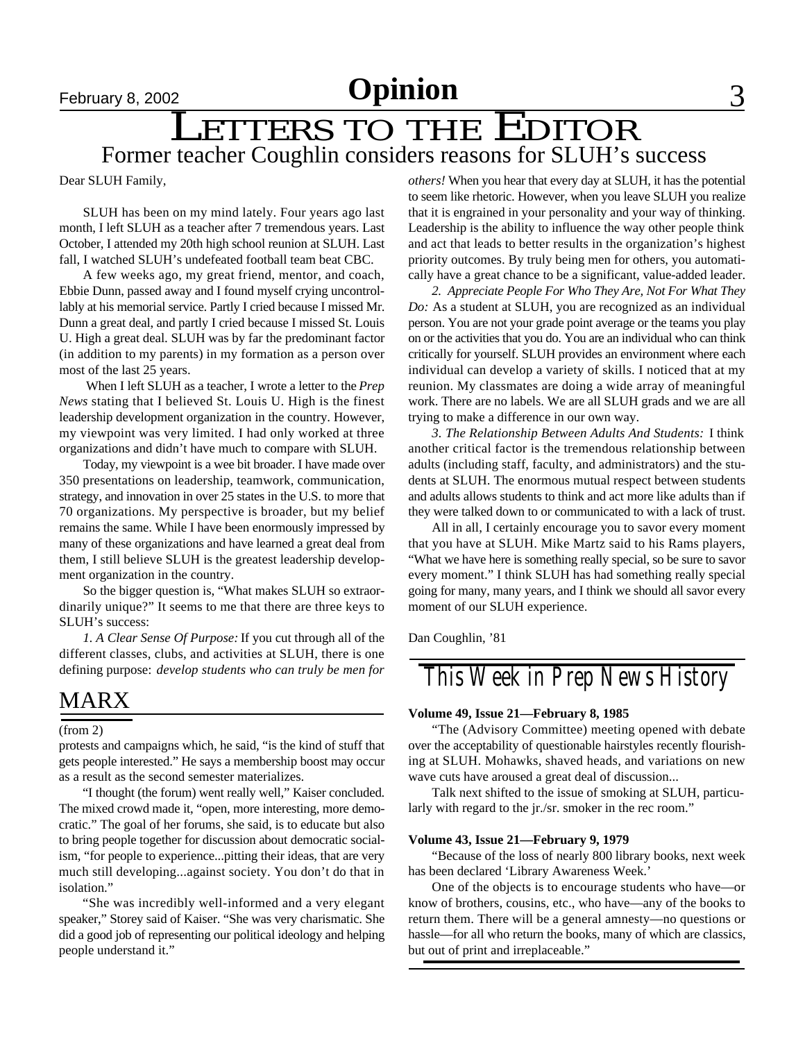# LETTERS TO THE EDITOR

## Former teacher Coughlin considers reasons for SLUH's success

Dear SLUH Family,

SLUH has been on my mind lately. Four years ago last month, I left SLUH as a teacher after 7 tremendous years. Last October, I attended my 20th high school reunion at SLUH. Last fall, I watched SLUH's undefeated football team beat CBC.

A few weeks ago, my great friend, mentor, and coach, Ebbie Dunn, passed away and I found myself crying uncontrollably at his memorial service. Partly I cried because I missed Mr. Dunn a great deal, and partly I cried because I missed St. Louis U. High a great deal. SLUH was by far the predominant factor (in addition to my parents) in my formation as a person over most of the last 25 years.

When I left SLUH as a teacher, I wrote a letter to the *Prep News* stating that I believed St. Louis U. High is the finest leadership development organization in the country. However, my viewpoint was very limited. I had only worked at three organizations and didn't have much to compare with SLUH.

Today, my viewpoint is a wee bit broader. I have made over 350 presentations on leadership, teamwork, communication, strategy, and innovation in over 25 states in the U.S. to more that 70 organizations. My perspective is broader, but my belief remains the same. While I have been enormously impressed by many of these organizations and have learned a great deal from them, I still believe SLUH is the greatest leadership development organization in the country.

So the bigger question is, "What makes SLUH so extraordinarily unique?" It seems to me that there are three keys to SLUH's success:

*1. A Clear Sense Of Purpose:* If you cut through all of the different classes, clubs, and activities at SLUH, there is one defining purpose: *develop students who can truly be men for others!* When you hear that every day at SLUH, it has the potential to seem like rhetoric. However, when you leave SLUH you realize that it is engrained in your personality and your way of thinking. Leadership is the ability to influence the way other people think and act that leads to better results in the organization's highest priority outcomes. By truly being men for others, you automatically have a great chance to be a significant, value-added leader.

*2. Appreciate People For Who They Are, Not For What They Do:* As a student at SLUH, you are recognized as an individual person. You are not your grade point average or the teams you play on or the activities that you do. You are an individual who can think critically for yourself. SLUH provides an environment where each individual can develop a variety of skills. I noticed that at my reunion. My classmates are doing a wide array of meaningful work. There are no labels. We are all SLUH grads and we are all trying to make a difference in our own way.

*3. The Relationship Between Adults And Students:* I think another critical factor is the tremendous relationship between adults (including staff, faculty, and administrators) and the students at SLUH. The enormous mutual respect between students and adults allows students to think and act more like adults than if they were talked down to or communicated to with a lack of trust.

All in all, I certainly encourage you to savor every moment that you have at SLUH. Mike Martz said to his Rams players, "What we have here is something really special, so be sure to savor every moment." I think SLUH has had something really special going for many, many years, and I think we should all savor every moment of our SLUH experience.

Dan Coughlin, '81

## MARX

(from 2)

protests and campaigns which, he said, "is the kind of stuff that gets people interested." He says a membership boost may occur as a result as the second semester materializes.

"I thought (the forum) went really well," Kaiser concluded. The mixed crowd made it, "open, more interesting, more democratic." The goal of her forums, she said, is to educate but also to bring people together for discussion about democratic socialism, "for people to experience...pitting their ideas, that are very much still developing...against society. You don't do that in isolation."

"She was incredibly well-informed and a very elegant speaker," Storey said of Kaiser. "She was very charismatic. She did a good job of representing our political ideology and helping people understand it."

## This Week in Prep News History

**Volume 49, Issue 21—February 8, 1985**

"The (Advisory Committee) meeting opened with debate over the acceptability of questionable hairstyles recently flourishing at SLUH. Mohawks, shaved heads, and variations on new wave cuts have aroused a great deal of discussion...

Talk next shifted to the issue of smoking at SLUH, particularly with regard to the jr./sr. smoker in the rec room."

**Volume 43, Issue 21—February 9, 1979**

"Because of the loss of nearly 800 library books, next week has been declared 'Library Awareness Week.'

One of the objects is to encourage students who have—or know of brothers, cousins, etc., who have—any of the books to return them. There will be a general amnesty—no questions or hassle—for all who return the books, many of which are classics, but out of print and irreplaceable."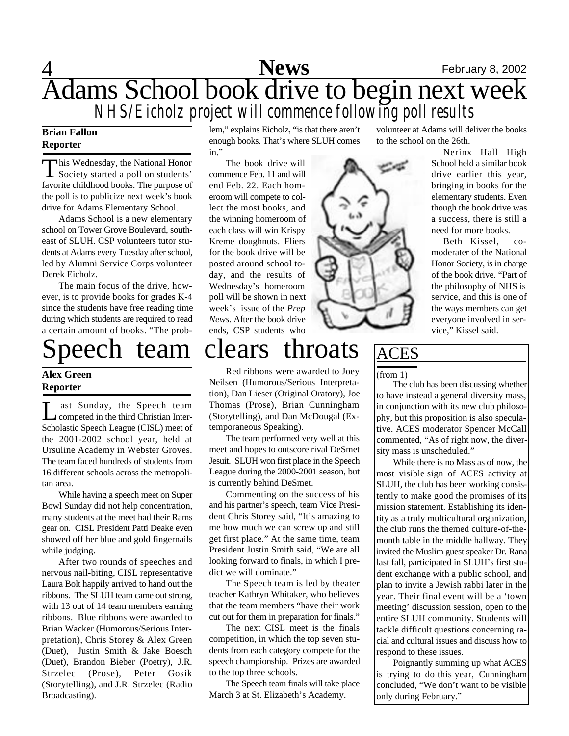# Adams School book drive to begin next week

## NHS/Eicholz project will commence following poll results

**Brian Fallon**
**Reporter**

This Wednesday, the National Honor Society started a poll on students' favorite childhood books. The purpose of the poll is to publicize next week's book drive for Adams Elementary School.

Adams School is a new elementary school on Tower Grove Boulevard, southeast of SLUH. CSP volunteers tutor students at Adams every Tuesday after school, led by Alumni Service Corps volunteer Derek Eicholz.

The main focus of the drive, however, is to provide books for grades K-4 since the students have free reading time during which students are required to read a certain amount of books. "The problem," explains Eicholz, "is that there aren't enough books. That's where SLUH comes in."

The book drive will commence Feb. 11 and will end Feb. 22. Each homeroom will compete to collect the most books, and the winning homeroom of each class will win Krispy Kreme doughnuts. Fliers for the book drive will be posted around school today, and the results of Wednesday's homeroom poll will be shown in next week's issue of the *Prep News*. After the book drive ends, CSP students who volunteer at Adams will deliver the books to the school on the 26th.

Nerinx Hall High School held a similar book drive earlier this year, bringing in books for the elementary students. Even though the book drive was a success, there is still a need for more books.

Beth Kissel, co-moderater of the National Honor Society, is in charge of the book drive. "Part of the philosophy of NHS is service, and this is one of the ways members can get everyone involved in service," Kissel said.

# Speech team clears throats

**Alex Green**
**Reporter**

Last Sunday, the Speech team competed in the third Christian Inter-Scholastic Speech League (CISL) meet of the 2001-2002 school year, held at Ursuline Academy in Webster Groves. The team faced hundreds of students from 16 different schools across the metropolitan area.

While having a speech meet on Super Bowl Sunday did not help concentration, many students at the meet had their Rams gear on. CISL President Patti Deake even showed off her blue and gold fingernails while judging.

After two rounds of speeches and nervous nail-biting, CISL representative Laura Bolt happily arrived to hand out the ribbons. The SLUH team came out strong, with 13 out of 14 team members earning ribbons. Blue ribbons were awarded to Brian Wacker (Humorous/Serious Interpretation), Chris Storey & Alex Green (Duet), Justin Smith & Jake Boesch (Duet), Brandon Bieber (Poetry), J.R. Strzelec (Prose), Peter Gosik (Storytelling), and J.R. Strzelec (Radio Broadcasting).

Red ribbons were awarded to Joey Neilsen (Humorous/Serious Interpretation), Dan Lieser (Original Oratory), Joe Thomas (Prose), Brian Cunningham (Storytelling), and Dan McDougal (Extemporaneous Speaking).

The team performed very well at this meet and hopes to outscore rival DeSmet Jesuit. SLUH won first place in the Speech League during the 2000-2001 season, but is currently behind DeSmet.

Commenting on the success of his and his partner's speech, team Vice President Chris Storey said, "It's amazing to me how much we can screw up and still get first place." At the same time, team President Justin Smith said, "We are all looking forward to finals, in which I predict we will dominate."

The Speech team is led by theater teacher Kathryn Whitaker, who believes that the team members "have their work cut out for them in preparation for finals."

The next CISL meet is the finals competition, in which the top seven students from each category compete for the speech championship. Prizes are awarded to the top three schools.

The Speech team finals will take place March 3 at St. Elizabeth's Academy.

# ACES

(from 1)

The club has been discussing whether to have instead a general diversity mass, in conjunction with its new club philosophy, but this proposition is also speculative. ACES moderator Spencer McCall commented, "As of right now, the diversity mass is unscheduled."

While there is no Mass as of now, the most visible sign of ACES activity at SLUH, the club has been working consistently to make good the promises of its mission statement. Establishing its identity as a truly multicultural organization, the club runs the themed culture-of-the-month table in the middle hallway. They invited the Muslim guest speaker Dr. Rana last fall, participated in SLUH's first student exchange with a public school, and plan to invite a Jewish rabbi later in the year. Their final event will be a 'town meeting' discussion session, open to the entire SLUH community. Students will tackle difficult questions concerning racial and cultural issues and discuss how to respond to these issues.

Poignantly summing up what ACES is trying to do this year, Cunningham concluded, "We don't want to be visible only during February."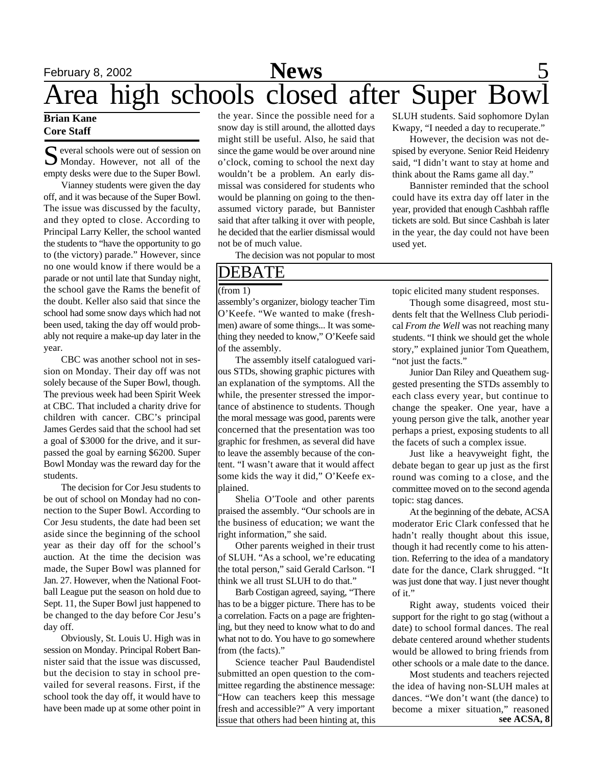# Area high schools closed after Super Bowl

**Brian Kane**
**Core Staff**

Several schools were out of session on Monday. However, not all of the empty desks were due to the Super Bowl.

Vianney students were given the day off, and it was because of the Super Bowl. The issue was discussed by the faculty, and they opted to close. According to Principal Larry Keller, the school wanted the students to "have the opportunity to go to (the victory) parade." However, since no one would know if there would be a parade or not until late that Sunday night, the school gave the Rams the benefit of the doubt. Keller also said that since the school had some snow days which had not been used, taking the day off would probably not require a make-up day later in the year.

CBC was another school not in session on Monday. Their day off was not solely because of the Super Bowl, though. The previous week had been Spirit Week at CBC. That included a charity drive for children with cancer. CBC's principal James Gerdes said that the school had set a goal of $3000 for the drive, and it surpassed the goal by earning $6200. Super Bowl Monday was the reward day for the students.

The decision for Cor Jesu students to be out of school on Monday had no connection to the Super Bowl. According to Cor Jesu students, the date had been set aside since the beginning of the school year as their day off for the school's auction. At the time the decision was made, the Super Bowl was planned for Jan. 27. However, when the National Football League put the season on hold due to Sept. 11, the Super Bowl just happened to be changed to the day before Cor Jesu's day off.

Obviously, St. Louis U. High was in session on Monday. Principal Robert Bannister said that the issue was discussed, but the decision to stay in school prevailed for several reasons. First, if the school took the day off, it would have to have been made up at some other point in the year. Since the possible need for a snow day is still around, the allotted days might still be useful. Also, he said that since the game would be over around nine o'clock, coming to school the next day wouldn't be a problem. An early dismissal was considered for students who would be planning on going to the then-assumed victory parade, but Bannister said that after talking it over with people, he decided that the earlier dismissal would not be of much value.

The decision was not popular to most SLUH students. Said sophomore Dylan Kwapy, "I needed a day to recuperate."

However, the decision was not despised by everyone. Senior Reid Heidenry said, "I didn't want to stay at home and think about the Rams game all day."

Bannister reminded that the school could have its extra day off later in the year, provided that enough Cashbah raffle tickets are sold. But since Cashbah is later in the year, the day could not have been used yet.

## DEBATE

(from 1)

assembly's organizer, biology teacher Tim O'Keefe. "We wanted to make (freshmen) aware of some things... It was something they needed to know," O'Keefe said of the assembly.

The assembly itself catalogued various STDs, showing graphic pictures with an explanation of the symptoms. All the while, the presenter stressed the importance of abstinence to students. Though the moral message was good, parents were concerned that the presentation was too graphic for freshmen, as several did have to leave the assembly because of the content. "I wasn't aware that it would affect some kids the way it did," O'Keefe explained.

Shelia O'Toole and other parents praised the assembly. "Our schools are in the business of education; we want the right information," she said.

Other parents weighed in their trust of SLUH. "As a school, we're educating the total person," said Gerald Carlson. "I think we all trust SLUH to do that."

Barb Costigan agreed, saying, "There has to be a bigger picture. There has to be a correlation. Facts on a page are frightening, but they need to know what to do and what not to do. You have to go somewhere from (the facts)."

Science teacher Paul Baudendistel submitted an open question to the committee regarding the abstinence message: "How can teachers keep this message fresh and accessible?" A very important issue that others had been hinting at, this topic elicited many student responses.

Though some disagreed, most students felt that the Wellness Club periodical *From the Well* was not reaching many students. "I think we should get the whole story," explained junior Tom Queathem, "not just the facts."

Junior Dan Riley and Queathem suggested presenting the STDs assembly to each class every year, but continue to change the speaker. One year, have a young person give the talk, another year perhaps a priest, exposing students to all the facets of such a complex issue.

Just like a heavyweight fight, the debate began to gear up just as the first round was coming to a close, and the committee moved on to the second agenda topic: stag dances.

At the beginning of the debate, ACSA moderator Eric Clark confessed that he hadn't really thought about this issue, though it had recently come to his attention. Referring to the idea of a mandatory date for the dance, Clark shrugged. "It was just done that way. I just never thought of it."

Right away, students voiced their support for the right to go stag (without a date) to school formal dances. The real debate centered around whether students would be allowed to bring friends from other schools or a male date to the dance.

Most students and teachers rejected the idea of having non-SLUH males at dances. "We don't want (the dance) to become a mixer situation," reasoned

**see ACSA, 8**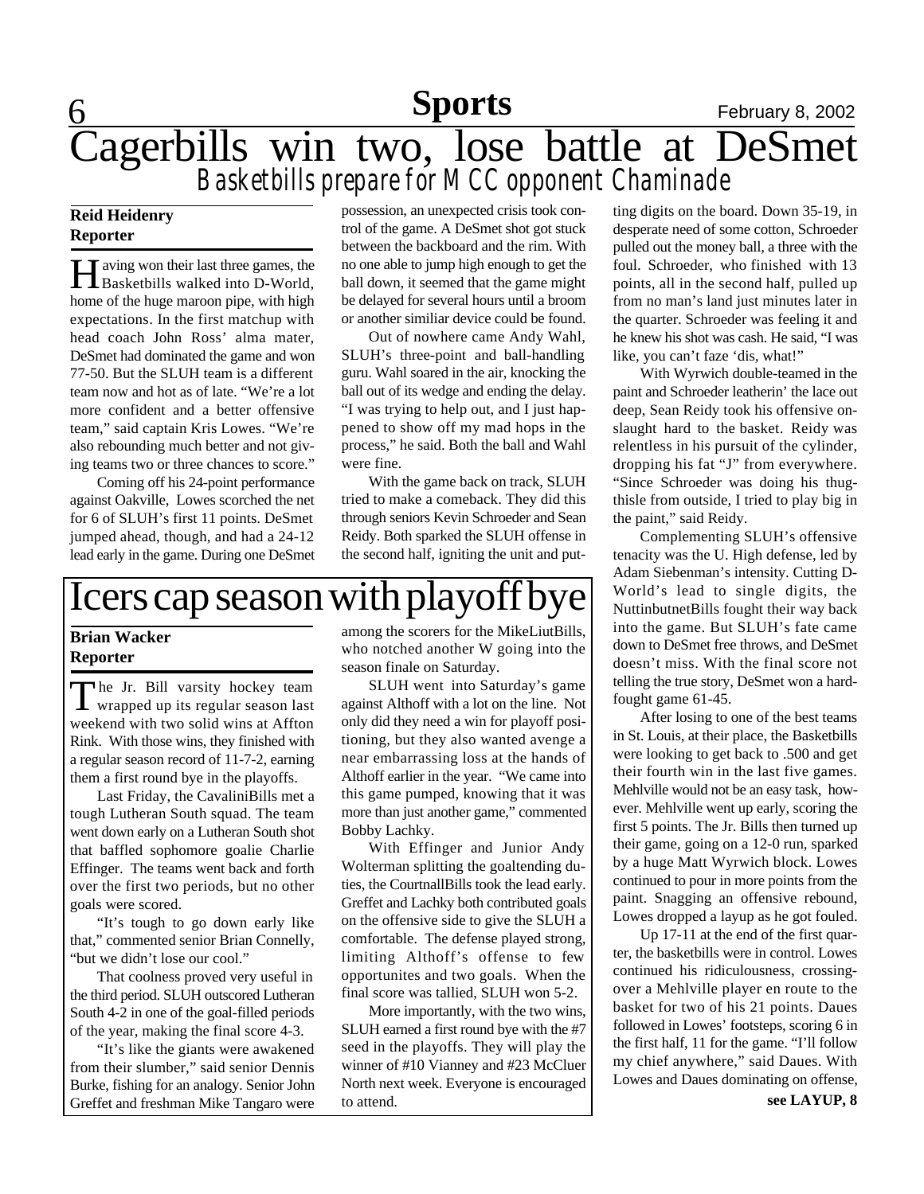# Cagerbills win two, lose battle at DeSmet

## Basketbills prepare for MCC opponent Chaminade

**Reid Heidenry**
**Reporter**

Having won their last three games, the Basketbills walked into D-World, home of the huge maroon pipe, with high expectations. In the first matchup with head coach John Ross' alma mater, DeSmet had dominated the game and won 77-50. But the SLUH team is a different team now and hot as of late. "We're a lot more confident and a better offensive team," said captain Kris Lowes. "We're also rebounding much better and not giving teams two or three chances to score."

Coming off his 24-point performance against Oakville, Lowes scorched the net for 6 of SLUH's first 11 points. DeSmet jumped ahead, though, and had a 24-12 lead early in the game. During one DeSmet possession, an unexpected crisis took control of the game. A DeSmet shot got stuck between the backboard and the rim. With no one able to jump high enough to get the ball down, it seemed that the game might be delayed for several hours until a broom or another similiar device could be found.

Out of nowhere came Andy Wahl, SLUH's three-point and ball-handling guru. Wahl soared in the air, knocking the ball out of its wedge and ending the delay. "I was trying to help out, and I just happened to show off my mad hops in the process," he said. Both the ball and Wahl were fine.

With the game back on track, SLUH tried to make a comeback. They did this through seniors Kevin Schroeder and Sean Reidy. Both sparked the SLUH offense in the second half, igniting the unit and putting digits on the board. Down 35-19, in desperate need of some cotton, Schroeder pulled out the money ball, a three with the foul. Schroeder, who finished with 13 points, all in the second half, pulled up from no man's land just minutes later in the quarter. Schroeder was feeling it and he knew his shot was cash. He said, "I was like, you can't faze 'dis, what!"

With Wyrwich double-teamed in the paint and Schroeder leatherin' the lace out deep, Sean Reidy took his offensive onslaught hard to the basket. Reidy was relentless in his pursuit of the cylinder, dropping his fat "J" from everywhere. "Since Schroeder was doing his thugthisle from outside, I tried to play big in the paint," said Reidy.

Complementing SLUH's offensive tenacity was the U. High defense, led by Adam Siebenman's intensity. Cutting D-World's lead to single digits, the NuttinbutnetBills fought their way back into the game. But SLUH's fate came down to DeSmet free throws, and DeSmet doesn't miss. With the final score not telling the true story, DeSmet won a hard-fought game 61-45.

After losing to one of the best teams in St. Louis, at their place, the Basketbills were looking to get back to .500 and get their fourth win in the last five games. Mehlville would not be an easy task, however. Mehlville went up early, scoring the first 5 points. The Jr. Bills then turned up their game, going on a 12-0 run, sparked by a huge Matt Wyrwich block. Lowes continued to pour in more points from the paint. Snagging an offensive rebound, Lowes dropped a layup as he got fouled.

Up 17-11 at the end of the first quarter, the basketbills were in control. Lowes continued his ridiculousness, crossing-over a Mehlville player en route to the basket for two of his 21 points. Daues followed in Lowes' footsteps, scoring 6 in the first half, 11 for the game. "I'll follow my chief anywhere," said Daues. With Lowes and Daues dominating on offense,

**see LAYUP, 8**

# Icers cap season with playoff bye

**Brian Wacker**
**Reporter**

The Jr. Bill varsity hockey team wrapped up its regular season last weekend with two solid wins at Affton Rink. With those wins, they finished with a regular season record of 11-7-2, earning them a first round bye in the playoffs.

Last Friday, the CavaliniBills met a tough Lutheran South squad. The team went down early on a Lutheran South shot that baffled sophomore goalie Charlie Effinger. The teams went back and forth over the first two periods, but no other goals were scored.

"It's tough to go down early like that," commented senior Brian Connelly, "but we didn't lose our cool."

That coolness proved very useful in the third period. SLUH outscored Lutheran South 4-2 in one of the goal-filled periods of the year, making the final score 4-3.

"It's like the giants were awakened from their slumber," said senior Dennis Burke, fishing for an analogy. Senior John Greffet and freshman Mike Tangaro were among the scorers for the MikeLiutBills, who notched another W going into the season finale on Saturday.

SLUH went into Saturday's game against Althoff with a lot on the line. Not only did they need a win for playoff positioning, but they also wanted avenge a near embarrassing loss at the hands of Althoff earlier in the year. "We came into this game pumped, knowing that it was more than just another game," commented Bobby Lachky.

With Effinger and Junior Andy Wolterman splitting the goaltending duties, the CourtnallBills took the lead early. Greffet and Lachky both contributed goals on the offensive side to give the SLUH a comfortable. The defense played strong, limiting Althoff's offense to few opportunites and two goals. When the final score was tallied, SLUH won 5-2.

More importantly, with the two wins, SLUH earned a first round bye with the #7 seed in the playoffs. They will play the winner of #10 Vianney and #23 McCluer North next week. Everyone is encouraged to attend.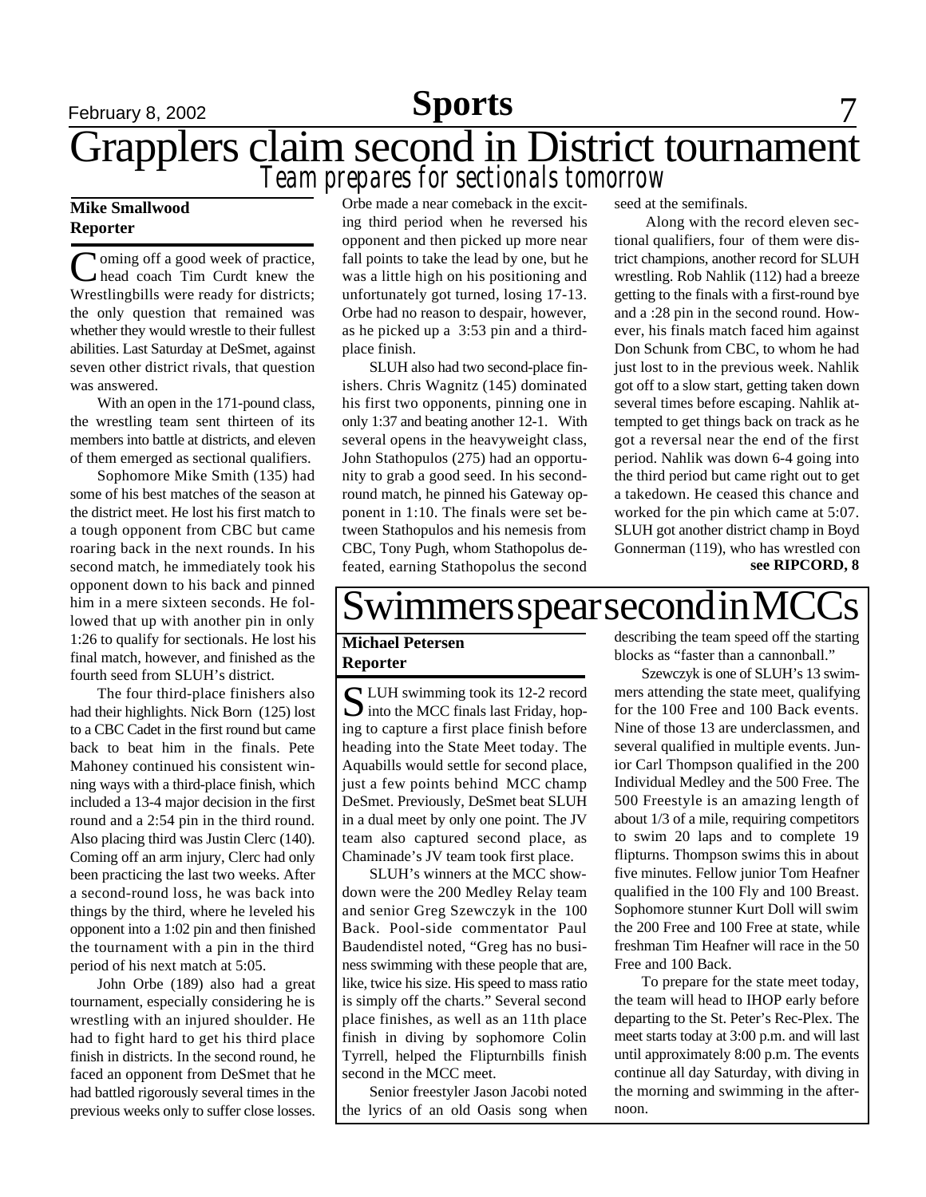# Grapplers claim second in District tournament

## Team prepares for sectionals tomorrow

**Mike Smallwood**
**Reporter**

Coming off a good week of practice, head coach Tim Curdt knew the Wrestlingbills were ready for districts; the only question that remained was whether they would wrestle to their fullest abilities. Last Saturday at DeSmet, against seven other district rivals, that question was answered.

With an open in the 171-pound class, the wrestling team sent thirteen of its members into battle at districts, and eleven of them emerged as sectional qualifiers.

Sophomore Mike Smith (135) had some of his best matches of the season at the district meet. He lost his first match to a tough opponent from CBC but came roaring back in the next rounds. In his second match, he immediately took his opponent down to his back and pinned him in a mere sixteen seconds. He followed that up with another pin in only 1:26 to qualify for sectionals. He lost his final match, however, and finished as the fourth seed from SLUH's district.

The four third-place finishers also had their highlights. Nick Born (125) lost to a CBC Cadet in the first round but came back to beat him in the finals. Pete Mahoney continued his consistent winning ways with a third-place finish, which included a 13-4 major decision in the first round and a 2:54 pin in the third round. Also placing third was Justin Clerc (140). Coming off an arm injury, Clerc had only been practicing the last two weeks. After a second-round loss, he was back into things by the third, where he leveled his opponent into a 1:02 pin and then finished the tournament with a pin in the third period of his next match at 5:05.

John Orbe (189) also had a great tournament, especially considering he is wrestling with an injured shoulder. He had to fight hard to get his third place finish in districts. In the second round, he faced an opponent from DeSmet that he had battled rigorously several times in the previous weeks only to suffer close losses. Orbe made a near comeback in the exciting third period when he reversed his opponent and then picked up more near fall points to take the lead by one, but he was a little high on his positioning and unfortunately got turned, losing 17-13. Orbe had no reason to despair, however, as he picked up a 3:53 pin and a third-place finish.

SLUH also had two second-place finishers. Chris Wagnitz (145) dominated his first two opponents, pinning one in only 1:37 and beating another 12-1. With several opens in the heavyweight class, John Stathopulos (275) had an opportunity to grab a good seed. In his second-round match, he pinned his Gateway opponent in 1:10. The finals were set between Stathopulos and his nemesis from CBC, Tony Pugh, whom Stathopolus defeated, earning Stathopolus the second seed at the semifinals.

Along with the record eleven sectional qualifiers, four of them were district champions, another record for SLUH wrestling. Rob Nahlik (112) had a breeze getting to the finals with a first-round bye and a :28 pin in the second round. However, his finals match faced him against Don Schunk from CBC, to whom he had just lost to in the previous week. Nahlik got off to a slow start, getting taken down several times before escaping. Nahlik attempted to get things back on track as he got a reversal near the end of the first period. Nahlik was down 6-4 going into the third period but came right out to get a takedown. He ceased this chance and worked for the pin which came at 5:07. SLUH got another district champ in Boyd Gonnerman (119), who has wrestled con

**see RIPCORD, 8**

# Swimmers spear second in MCCs

**Michael Petersen**
**Reporter**

SLUH swimming took its 12-2 record into the MCC finals last Friday, hoping to capture a first place finish before heading into the State Meet today. The Aquabills would settle for second place, just a few points behind MCC champ DeSmet. Previously, DeSmet beat SLUH in a dual meet by only one point. The JV team also captured second place, as Chaminade's JV team took first place.

SLUH's winners at the MCC showdown were the 200 Medley Relay team and senior Greg Szewczyk in the 100 Back. Pool-side commentator Paul Baudendistel noted, "Greg has no business swimming with these people that are, like, twice his size. His speed to mass ratio is simply off the charts." Several second place finishes, as well as an 11th place finish in diving by sophomore Colin Tyrrell, helped the Flipturnbills finish second in the MCC meet.

Senior freestyler Jason Jacobi noted the lyrics of an old Oasis song when describing the team speed off the starting blocks as "faster than a cannonball."

Szewczyk is one of SLUH's 13 swimmers attending the state meet, qualifying for the 100 Free and 100 Back events. Nine of those 13 are underclassmen, and several qualified in multiple events. Junior Carl Thompson qualified in the 200 Individual Medley and the 500 Free. The 500 Freestyle is an amazing length of about 1/3 of a mile, requiring competitors to swim 20 laps and to complete 19 flipturns. Thompson swims this in about five minutes. Fellow junior Tom Heafner qualified in the 100 Fly and 100 Breast. Sophomore stunner Kurt Doll will swim the 200 Free and 100 Free at state, while freshman Tim Heafner will race in the 50 Free and 100 Back.

To prepare for the state meet today, the team will head to IHOP early before departing to the St. Peter's Rec-Plex. The meet starts today at 3:00 p.m. and will last until approximately 8:00 p.m. The events continue all day Saturday, with diving in the morning and swimming in the afternoon.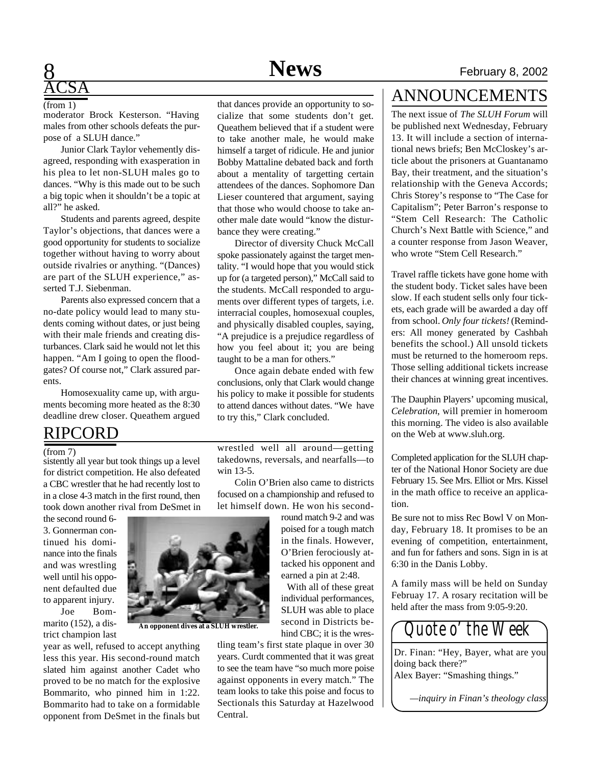## ACSA

(from 1)

moderator Brock Kesterson. "Having males from other schools defeats the purpose of a SLUH dance."

Junior Clark Taylor vehemently disagreed, responding with exasperation in his plea to let non-SLUH males go to dances. "Why is this made out to be such a big topic when it shouldn't be a topic at all?" he asked.

Students and parents agreed, despite Taylor's objections, that dances were a good opportunity for students to socialize together without having to worry about outside rivalries or anything. "(Dances) are part of the SLUH experience," asserted T.J. Siebenman.

Parents also expressed concern that a no-date policy would lead to many students coming without dates, or just being with their male friends and creating disturbances. Clark said he would not let this happen. "Am I going to open the floodgates? Of course not," Clark assured parents.

Homosexuality came up, with arguments becoming more heated as the 8:30 deadline drew closer. Queathem argued that dances provide an opportunity to socialize that some students don't get. Queathem believed that if a student were to take another male, he would make himself a target of ridicule. He and junior Bobby Mattaline debated back and forth about a mentality of targetting certain attendees of the dances. Sophomore Dan Lieser countered that argument, saying that those who would choose to take another male date would "know the disturbance they were creating."

Director of diversity Chuck McCall spoke passionately against the target mentality. "I would hope that you would stick up for (a targeted person)," McCall said to the students. McCall responded to arguments over different types of targets, i.e. interracial couples, homosexual couples, and physically disabled couples, saying, "A prejudice is a prejudice regardless of how you feel about it; you are being taught to be a man for others."

Once again debate ended with few conclusions, only that Clark would change his policy to make it possible for students to attend dances without dates. "We have to try this," Clark concluded.

## RIPCORD

(from 7)

sistently all year but took things up a level for district competition. He also defeated a CBC wrestler that he had recently lost to in a close 4-3 match in the first round, then took down another rival from DeSmet in the second round 6-3. Gonnerman continued his dominance into the finals and was wrestling well until his opponent defaulted due to apparent injury.

Joe Bommarito (152), a district champion last year as well, refused to accept anything less this year. His second-round match slated him against another Cadet who proved to be no match for the explosive Bommarito, who pinned him in 1:22. Bommarito had to take on a formidable opponent from DeSmet in the finals but wrestled well all around—getting takedowns, reversals, and nearfalls—to win 13-5.

Colin O'Brien also came to districts focused on a championship and refused to let himself down. He won his second-round match 9-2 and was poised for a tough match in the finals. However, O'Brien ferociously attacked his opponent and earned a pin at 2:48.

With all of these great individual performances, SLUH was able to place second in Districts behind CBC; it is the wrestling team's first state plaque in over 30 years. Curdt commented that it was great to see the team have "so much more poise against opponents in every match." The team looks to take this poise and focus to Sectionals this Saturday at Hazelwood Central.

**An opponent dives at a SLUH wrestler.**

## ANNOUNCEMENTS

The next issue of *The SLUH Forum* will be published next Wednesday, February 13. It will include a section of international news briefs; Ben McCloskey's article about the prisoners at Guantanamo Bay, their treatment, and the situation's relationship with the Geneva Accords; Chris Storey's response to "The Case for Capitalism"; Peter Barron's response to "Stem Cell Research: The Catholic Church's Next Battle with Science," and a counter response from Jason Weaver, who wrote "Stem Cell Research."

Travel raffle tickets have gone home with the student body. Ticket sales have been slow. If each student sells only four tickets, each grade will be awarded a day off from school. *Only four tickets!* (Reminders: All money generated by Cashbah benefits the school.) All unsold tickets must be returned to the homeroom reps. Those selling additional tickets increase their chances at winning great incentives.

The Dauphin Players' upcoming musical, *Celebration*, will premier in homeroom this morning. The video is also available on the Web at www.sluh.org.

Completed application for the SLUH chapter of the National Honor Society are due February 15. See Mrs. Elliot or Mrs. Kissel in the math office to receive an application.

Be sure not to miss Rec Bowl V on Monday, February 18. It promises to be an evening of competition, entertainment, and fun for fathers and sons. Sign in is at 6:30 in the Danis Lobby.

A family mass will be held on Sunday Februay 17. A rosary recitation will be held after the mass from 9:05-9:20.

### Quote o' the Week

Dr. Finan: "Hey, Bayer, what are you doing back there?"
Alex Bayer: "Smashing things."

*—inquiry in Finan's theology class*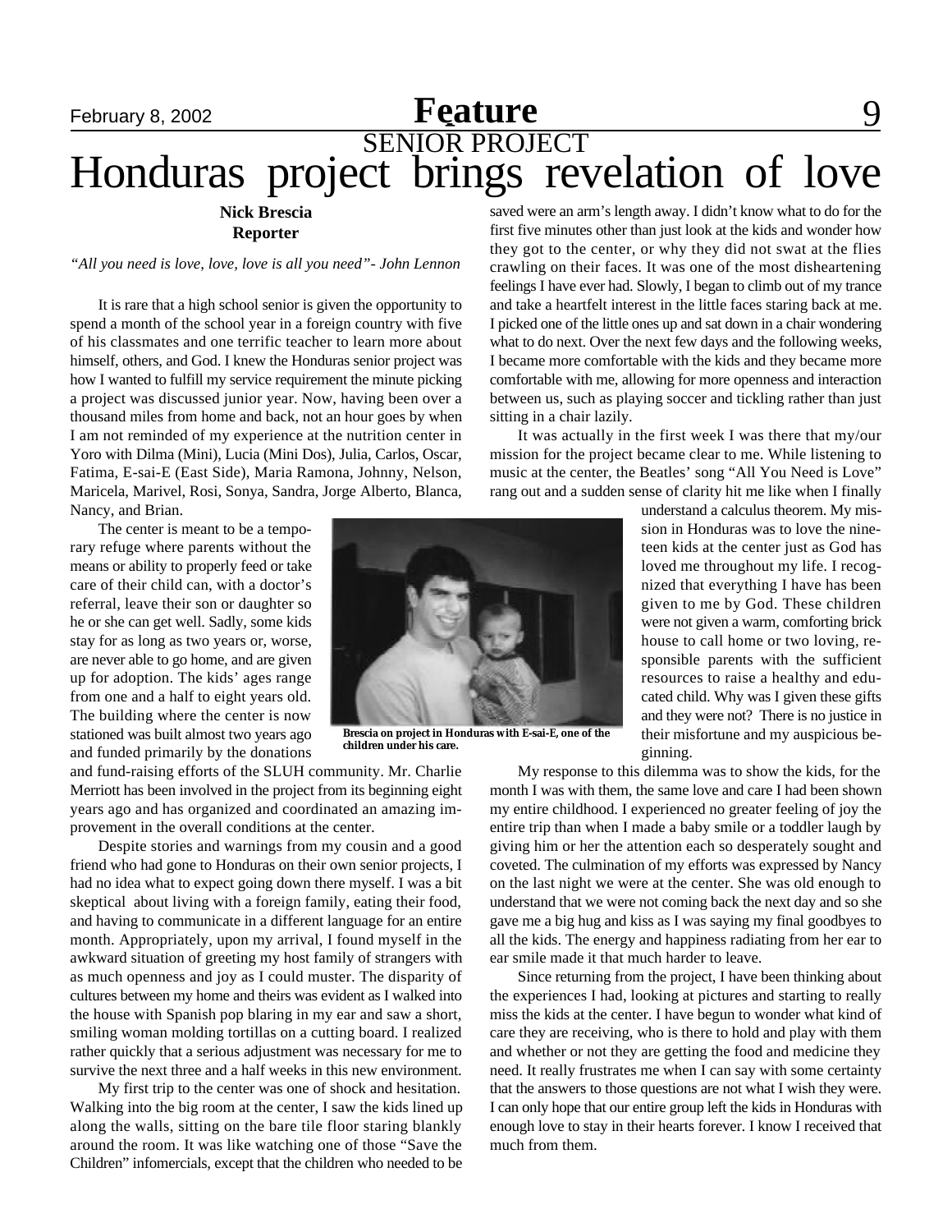SENIOR PROJECT

# Honduras project brings revelation of love

**Nick Brescia**
**Reporter**

*"All you need is love, love, love is all you need"- John Lennon*

It is rare that a high school senior is given the opportunity to spend a month of the school year in a foreign country with five of his classmates and one terrific teacher to learn more about himself, others, and God. I knew the Honduras senior project was how I wanted to fulfill my service requirement the minute picking a project was discussed junior year. Now, having been over a thousand miles from home and back, not an hour goes by when I am not reminded of my experience at the nutrition center in Yoro with Dilma (Mini), Lucia (Mini Dos), Julia, Carlos, Oscar, Fatima, E-sai-E (East Side), Maria Ramona, Johnny, Nelson, Maricela, Marivel, Rosi, Sonya, Sandra, Jorge Alberto, Blanca, Nancy, and Brian.

The center is meant to be a temporary refuge where parents without the means or ability to properly feed or take care of their child can, with a doctor's referral, leave their son or daughter so he or she can get well. Sadly, some kids stay for as long as two years or, worse, are never able to go home, and are given up for adoption. The kids' ages range from one and a half to eight years old. The building where the center is now stationed was built almost two years ago and funded primarily by the donations and fund-raising efforts of the SLUH community. Mr. Charlie Merriott has been involved in the project from its beginning eight years ago and has organized and coordinated an amazing improvement in the overall conditions at the center.

Despite stories and warnings from my cousin and a good friend who had gone to Honduras on their own senior projects, I had no idea what to expect going down there myself. I was a bit skeptical about living with a foreign family, eating their food, and having to communicate in a different language for an entire month. Appropriately, upon my arrival, I found myself in the awkward situation of greeting my host family of strangers with as much openness and joy as I could muster. The disparity of cultures between my home and theirs was evident as I walked into the house with Spanish pop blaring in my ear and saw a short, smiling woman molding tortillas on a cutting board. I realized rather quickly that a serious adjustment was necessary for me to survive the next three and a half weeks in this new environment.

My first trip to the center was one of shock and hesitation. Walking into the big room at the center, I saw the kids lined up along the walls, sitting on the bare tile floor staring blankly around the room. It was like watching one of those "Save the Children" infomercials, except that the children who needed to be saved were an arm's length away. I didn't know what to do for the first five minutes other than just look at the kids and wonder how they got to the center, or why they did not swat at the flies crawling on their faces. It was one of the most disheartening feelings I have ever had. Slowly, I began to climb out of my trance and take a heartfelt interest in the little faces staring back at me. I picked one of the little ones up and sat down in a chair wondering what to do next. Over the next few days and the following weeks, I became more comfortable with the kids and they became more comfortable with me, allowing for more openness and interaction between us, such as playing soccer and tickling rather than just sitting in a chair lazily.

It was actually in the first week I was there that my/our mission for the project became clear to me. While listening to music at the center, the Beatles' song "All You Need is Love" rang out and a sudden sense of clarity hit me like when I finally understand a calculus theorem. My mission in Honduras was to love the nineteen kids at the center just as God has loved me throughout my life. I recognized that everything I have has been given to me by God. These children were not given a warm, comforting brick house to call home or two loving, responsible parents with the sufficient resources to raise a healthy and educated child. Why was I given these gifts and they were not? There is no justice in their misfortune and my auspicious beginning.

**Brescia on project in Honduras with E-sai-E, one of the children under his care.**

My response to this dilemma was to show the kids, for the month I was with them, the same love and care I had been shown my entire childhood. I experienced no greater feeling of joy the entire trip than when I made a baby smile or a toddler laugh by giving him or her the attention each so desperately sought and coveted. The culmination of my efforts was expressed by Nancy on the last night we were at the center. She was old enough to understand that we were not coming back the next day and so she gave me a big hug and kiss as I was saying my final goodbyes to all the kids. The energy and happiness radiating from her ear to ear smile made it that much harder to leave.

Since returning from the project, I have been thinking about the experiences I had, looking at pictures and starting to really miss the kids at the center. I have begun to wonder what kind of care they are receiving, who is there to hold and play with them and whether or not they are getting the food and medicine they need. It really frustrates me when I can say with some certainty that the answers to those questions are not what I wish they were. I can only hope that our entire group left the kids in Honduras with enough love to stay in their hearts forever. I know I received that much from them.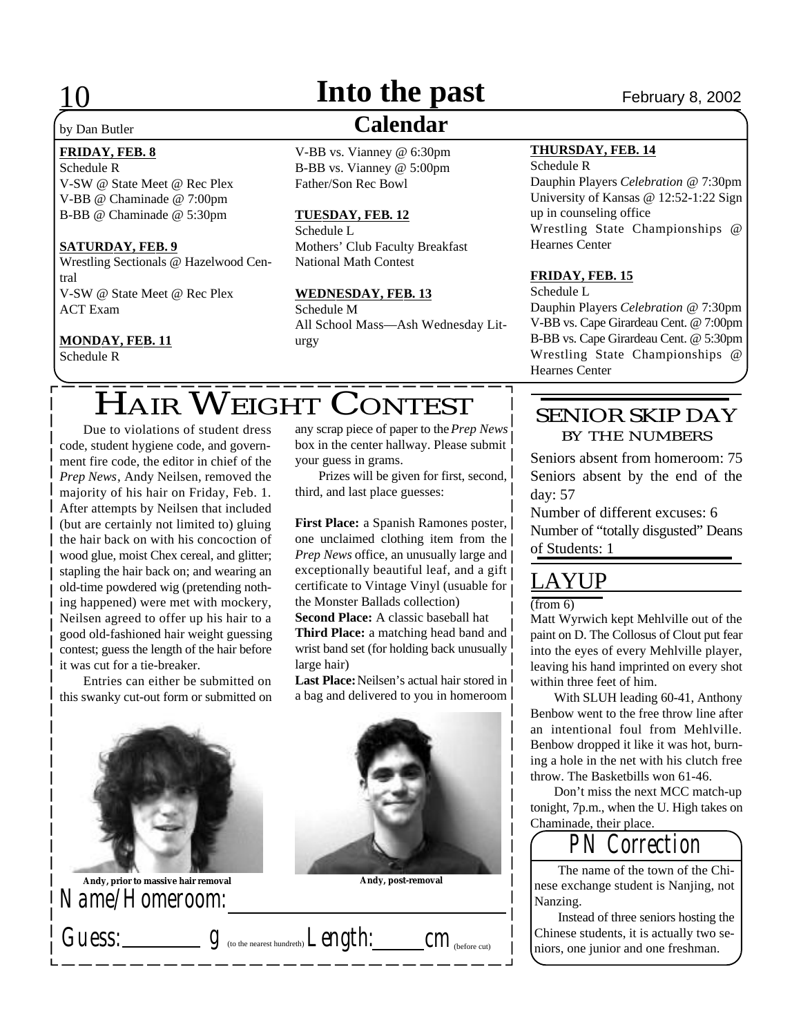# Into the past

## Calendar

by Dan Butler

**FRIDAY, FEB. 8**
Schedule R
V-SW @ State Meet @ Rec Plex
V-BB @ Chaminade @ 7:00pm
B-BB @ Chaminade @ 5:30pm

**SATURDAY, FEB. 9**
Wrestling Sectionals @ Hazelwood Central
V-SW @ State Meet @ Rec Plex
ACT Exam

**MONDAY, FEB. 11**
Schedule R
V-BB vs. Vianney @ 6:30pm
B-BB vs. Vianney @ 5:00pm
Father/Son Rec Bowl

**TUESDAY, FEB. 12**
Schedule L
Mothers' Club Faculty Breakfast
National Math Contest

**WEDNESDAY, FEB. 13**
Schedule M
All School Mass—Ash Wednesday Liturgy

**THURSDAY, FEB. 14**
Schedule R
Dauphin Players *Celebration* @ 7:30pm
University of Kansas @ 12:52-1:22 Sign up in counseling office
Wrestling State Championships @ Hearnes Center

**FRIDAY, FEB. 15**
Schedule L
Dauphin Players *Celebration* @ 7:30pm
V-BB vs. Cape Girardeau Cent. @ 7:00pm
B-BB vs. Cape Girardeau Cent. @ 5:30pm
Wrestling State Championships @ Hearnes Center

## HAIR WEIGHT CONTEST

Due to violations of student dress code, student hygiene code, and government fire code, the editor in chief of the *Prep News*, Andy Neilsen, removed the majority of his hair on Friday, Feb. 1. After attempts by Neilsen that included (but are certainly not limited to) gluing the hair back on with his concoction of wood glue, moist Chex cereal, and glitter; stapling the hair back on; and wearing an old-time powdered wig (pretending nothing happened) were met with mockery, Neilsen agreed to offer up his hair to a good old-fashioned hair weight guessing contest; guess the length of the hair before it was cut for a tie-breaker.

Entries can either be submitted on this swanky cut-out form or submitted on any scrap piece of paper to the *Prep News* box in the center hallway. Please submit your guess in grams.

Prizes will be given for first, second, third, and last place guesses:

**First Place:** a Spanish Ramones poster, one unclaimed clothing item from the *Prep News* office, an unusually large and exceptionally beautiful leaf, and a gift certificate to Vintage Vinyl (usuable for the Monster Ballads collection)
**Second Place:** A classic baseball hat
**Third Place:** a matching head band and wrist band set (for holding back unusually large hair)
**Last Place:** Neilsen's actual hair stored in a bag and delivered to you in homeroom

**Andy, prior to massive hair removal**

**Andy, post-removal**

Name/Homeroom: ____________________

Guess: ________ g (to the nearest hundreth) Length: ______ cm (before cut)

## SENIOR SKIP DAY
### BY THE NUMBERS

Seniors absent from homeroom: 75
Seniors absent by the end of the day: 57
Number of different excuses: 6
Number of "totally disgusted" Deans of Students: 1

## LAYUP

(from 6)

Matt Wyrwich kept Mehlville out of the paint on D. The Collosus of Clout put fear into the eyes of every Mehlville player, leaving his hand imprinted on every shot within three feet of him.

With SLUH leading 60-41, Anthony Benbow went to the free throw line after an intentional foul from Mehlville. Benbow dropped it like it was hot, burning a hole in the net with his clutch free throw. The Basketbills won 61-46.

Don't miss the next MCC match-up tonight, 7p.m., when the U. High takes on Chaminade, their place.

## PN Correction

The name of the town of the Chinese exchange student is Nanjing, not Nanzing.

Instead of three seniors hosting the Chinese students, it is actually two seniors, one junior and one freshman.